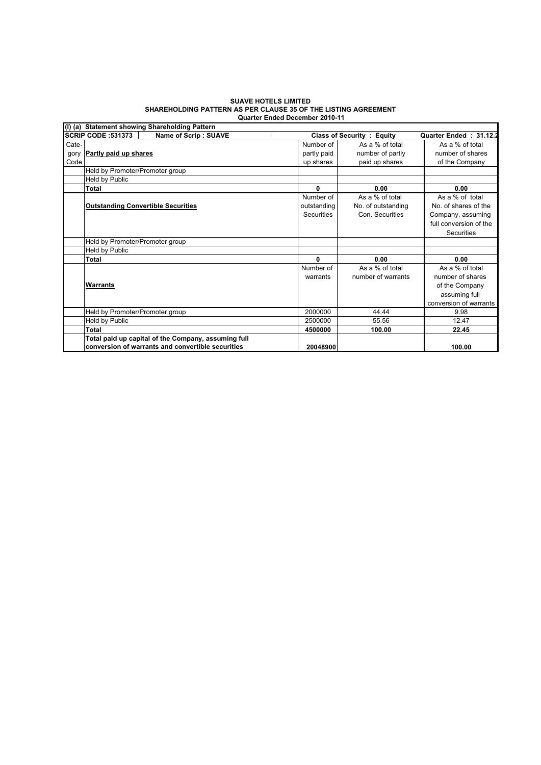**SUAVE HOTELS LIMITED**
**SHAREHOLDING PATTERN AS PER CLAUSE 35 OF THE LISTING AGREEMENT**
**Quarter Ended December 2010-11**

**(I) (a) Statement showing Shareholding Pattern**

| **SCRIP CODE :531373** | **Name of Scrip : SUAVE** | **Class of Security : Equity** | | **Quarter Ended : 31.12.2** |
|---|---|---|---|---|
| Category Code | **Partly paid up shares** | Number of partly paid up shares | As a % of total number of partly paid up shares | As a % of total number of shares of the Company |
| | Held by Promoter/Promoter group | | | |
| | Held by Public | | | |
| | **Total** | **0** | **0.00** | **0.00** |
| | **Outstanding Convertible Securities** | Number of outstanding Securities | As a % of total No. of outstanding Con. Securities | As a % of total No. of shares of the Company, assuming full conversion of the Securities |
| | Held by Promoter/Promoter group | | | |
| | Held by Public | | | |
| | **Total** | **0** | **0.00** | **0.00** |
| | **Warrants** | Number of warrants | As a % of total number of warrants | As a % of total number of shares of the Company assuming full conversion of warrants |
| | Held by Promoter/Promoter group | 2000000 | 44.44 | 9.98 |
| | Held by Public | 2500000 | 55.56 | 12.47 |
| | **Total** | **4500000** | **100.00** | **22.45** |
| | **Total paid up capital of the Company, assuming full conversion of warrants and convertible securities** | **20048900** | | **100.00** |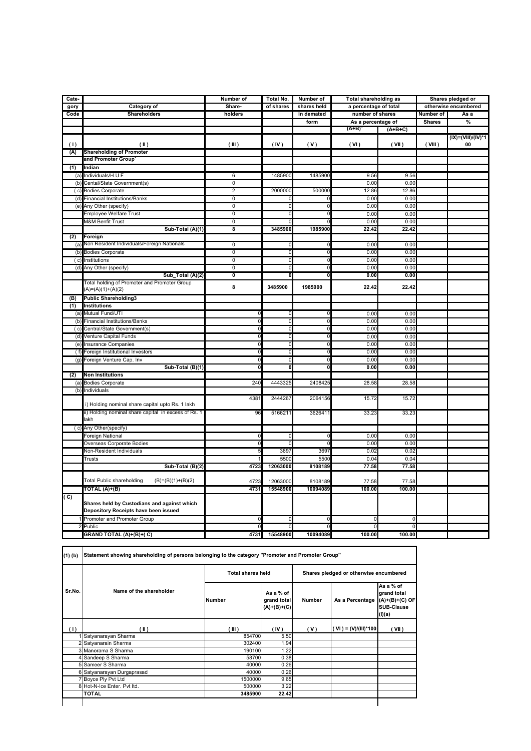| Cate-gory Code | Category of Shareholders | Number of Share-holders | Total No. of shares | Number of shares held in demated form | Total shareholding as a percentage of total number of shares | | Shares pledged or otherwise encumbered | |
|---|---|---|---|---|---|---|---|---|
| | | | | | As a percentage of (A+B)¹ | As a percentage of (A+B+C) | Number of Shares | As a % |
| ( I ) | ( II ) | ( III ) | ( IV ) | ( V ) | ( VI ) | ( VII ) | ( VIII ) | (IX)=(VIII)/(IV)*100 |
| (A) | Shareholding of Promoter and Promoter Group² | | | | | | | |
| (1) | Indian | | | | | | | |
| (a) | Individuals/H.U.F | 6 | 1485900 | 1485900 | 9.56 | 9.56 | | |
| (b) | Cental/State Government(s) | 0 | | | 0.00 | 0.00 | | |
| ( c) | Bodies Corporate | 2 | 2000000 | 500000 | 12.86 | 12.86 | | |
| (d) | Financial Institutions/Banks | 0 | 0 | 0 | 0.00 | 0.00 | | |
| (e) | Any Other (specify) | 0 | 0 | 0 | 0.00 | 0.00 | | |
| | Employee Welfare Trust | 0 | 0 | 0 | 0.00 | 0.00 | | |
| | M&M Benfit Trust | 0 | 0 | 0 | 0.00 | 0.00 | | |
| | **Sub-Total (A)(1)** | **8** | **3485900** | **1985900** | **22.42** | **22.42** | | |
| (2) | Foreign | | | | | | | |
| (a) | Non Resident Individuals/Foreign Nationals | 0 | 0 | 0 | 0.00 | 0.00 | | |
| (b) | Bodies Corporate | 0 | 0 | 0 | 0.00 | 0.00 | | |
| ( c) | Institutions | 0 | 0 | 0 | 0.00 | 0.00 | | |
| (d) | Any Other (specify) | 0 | 0 | 0 | 0.00 | 0.00 | | |
| | **Sub_Total (A)(2)** | **0** | **0** | **0** | **0.00** | **0.00** | | |
| | Total holding of Promoter and Promoter Group (A)=(A)(1)+(A)(2) | **8** | **3485900** | **1985900** | **22.42** | **22.42** | | |
| (B) | Public Shareholding3 | | | | | | | |
| (1) | Institutions | | | | | | | |
| (a) | Mutual Fund/UTI | 0 | 0 | 0 | 0.00 | 0.00 | | |
| (b) | Financial Institutions/Banks | 0 | 0 | 0 | 0.00 | 0.00 | | |
| ( c) | Central/State Government(s) | 0 | 0 | 0 | 0.00 | 0.00 | | |
| (d) | Venture Capital Funds | 0 | 0 | 0 | 0.00 | 0.00 | | |
| (e) | Insurance Companies | 0 | 0 | 0 | 0.00 | 0.00 | | |
| ( f) | Foreign Institutional Investors | 0 | 0 | 0 | 0.00 | 0.00 | | |
| (g) | Foreign Venture Cap. Inv | 0 | 0 | 0 | 0.00 | 0.00 | | |
| | **Sub-Total (B)(1)** | **0** | **0** | **0** | **0.00** | **0.00** | | |
| (2) | Non Institutions | | | | | | | |
| (a) | Bodies Corporate | 240 | 4443325 | 2408425 | 28.58 | 28.58 | | |
| (b) | Individuals | | | | | | | |
| | i) Holding nominal share capital upto Rs. 1 lakh | 4381 | 2444267 | 2064156 | 15.72 | 15.72 | | |
| | ii) Holding nominal share capital in excess of Rs. 1 lakh | 96 | 5166211 | 3626411 | 33.23 | 33.23 | | |
| ( c) | Any Other(specify) | | | | | | | |
| | Foreign National | 0 | 0 | 0 | 0.00 | 0.00 | | |
| | Overseas Corporate Bodies | 0 | 0 | 0 | 0.00 | 0.00 | | |
| | Non-Resident Individuals | 5 | 3697 | 3697 | 0.02 | 0.02 | | |
| | Trusts | 1 | 5500 | 5500 | 0.04 | 0.04 | | |
| | **Sub-Total (B)(2)** | **4723** | **12063000** | **8108189** | **77.58** | **77.58** | | |
| | Total Public shareholding (B)=(B)(1)+(B)(2) | 4723 | 12063000 | 8108189 | 77.58 | 77.58 | | |
| | **TOTAL (A)+(B)** | **4731** | **15548900** | **10094089** | **100.00** | **100.00** | | |
| ( C) | **Shares held by Custodians and against which Depository Receipts have been issued** | | | | | | | |
| 1 | Promoter and Promoter Group | 0 | 0 | 0 | 0 | 0 | | |
| 2 | Public | 0 | 0 | 0 | 0 | 0 | | |
| | **GRAND TOTAL (A)+(B)+( C)** | **4731** | **15548900** | **10094089** | **100.00** | **100.00** | | |

**(1) (b) Statement showing shareholding of persons belonging to the category "Promoter and Promoter Group"**

| Sr.No. | Name of the shareholder | Total shares held | | Shares pledged or otherwise encumbered | | |
|---|---|---|---|---|---|---|
| | | Number | As a % of grand total (A)+(B)+(C) | Number | As a Percentage | As a % of grand total (A)+(B)+(C) OF SUB-Clause (I)(a) |
| ( I ) | ( II ) | ( III ) | ( IV ) | ( V ) | ( VI ) = (V)/(III)*100 | ( VII ) |
| 1 | Satyanarayan Sharma | 854700 | 5.50 | | | |
| 2 | Satyanarain Sharma | 302400 | 1.94 | | | |
| 3 | Manorama S Sharma | 190100 | 1.22 | | | |
| 4 | Sandeep S Sharma | 58700 | 0.38 | | | |
| 5 | Sameer S Sharma | 40000 | 0.26 | | | |
| 6 | Satyanarayan Durgaprasad | 40000 | 0.26 | | | |
| 7 | Boyce Ply Pvt Ltd | 1500000 | 9.65 | | | |
| 8 | Hot-N-Ice Enter. Pvt ltd. | 500000 | 3.22 | | | |
| | **TOTAL** | **3485900** | **22.42** | | | |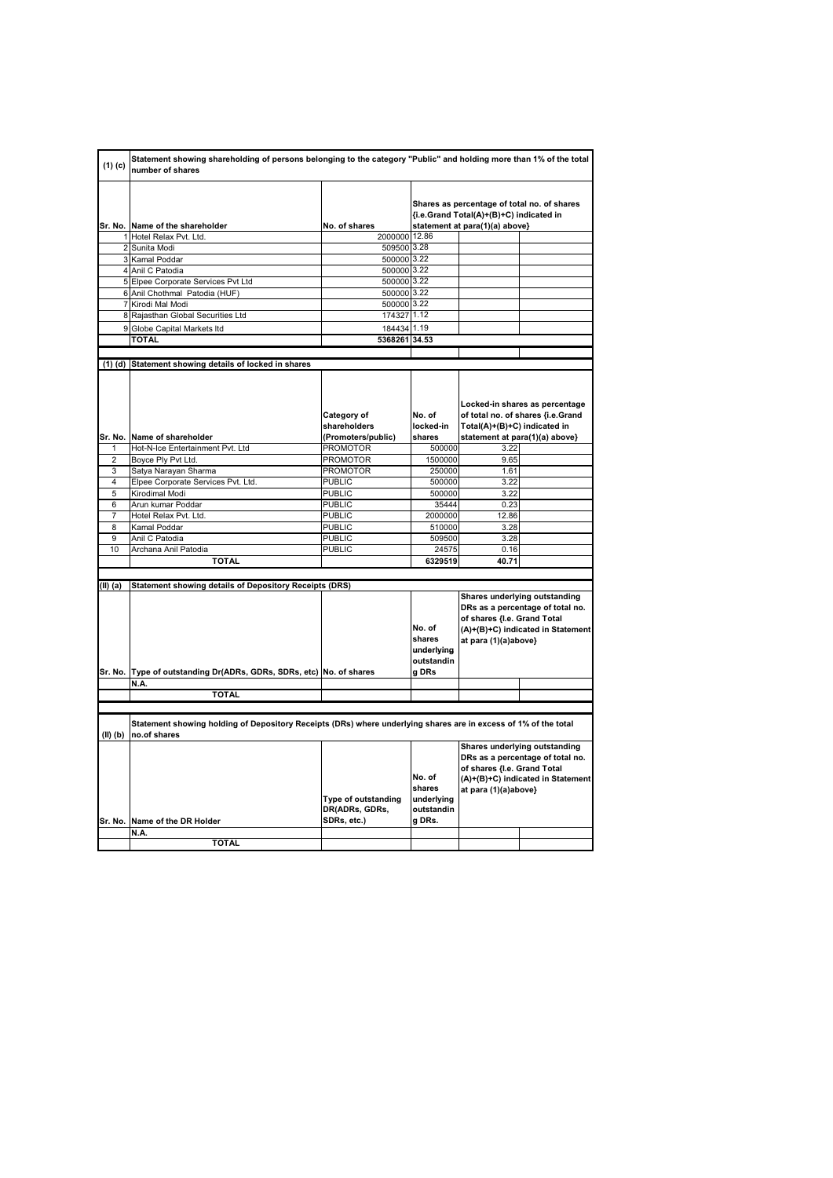| (1) (c) | Statement showing shareholding of persons belonging to the category "Public" and holding more than 1% of the total number of shares | | | |
|---|---|---|---|---|
| Sr. No. | Name of the shareholder | No. of shares | Shares as percentage of total no. of shares {i.e.Grand Total(A)+(B)+C) indicated in statement at para(1)(a) above} | |
| 1 | Hotel Relax Pvt. Ltd. | 2000000 | 12.86 | |
| 2 | Sunita Modi | 509500 | 3.28 | |
| 3 | Kamal Poddar | 500000 | 3.22 | |
| 4 | Anil C Patodia | 500000 | 3.22 | |
| 5 | Elpee Corporate Services Pvt Ltd | 500000 | 3.22 | |
| 6 | Anil Chothmal Patodia (HUF) | 500000 | 3.22 | |
| 7 | Kirodi Mal Modi | 500000 | 3.22 | |
| 8 | Rajasthan Global Securities Ltd | 174327 | 1.12 | |
| 9 | Globe Capital Markets ltd | 184434 | 1.19 | |
| | **TOTAL** | **5368261** | **34.53** | |

| (1) (d) | Statement showing details of locked in shares | | | |
|---|---|---|---|---|
| Sr. No. | Name of shareholder | Category of shareholders (Promoters/public) | No. of locked-in shares | Locked-in shares as percentage of total no. of shares {i.e.Grand Total(A)+(B)+C) indicated in statement at para(1)(a) above} |
| 1 | Hot-N-Ice Entertainment Pvt. Ltd | PROMOTOR | 500000 | 3.22 |
| 2 | Boyce Ply Pvt Ltd. | PROMOTOR | 1500000 | 9.65 |
| 3 | Satya Narayan Sharma | PROMOTOR | 250000 | 1.61 |
| 4 | Elpee Corporate Services Pvt. Ltd. | PUBLIC | 500000 | 3.22 |
| 5 | Kirodimal Modi | PUBLIC | 500000 | 3.22 |
| 6 | Arun kumar Poddar | PUBLIC | 35444 | 0.23 |
| 7 | Hotel Relax Pvt. Ltd. | PUBLIC | 2000000 | 12.86 |
| 8 | Kamal Poddar | PUBLIC | 510000 | 3.28 |
| 9 | Anil C Patodia | PUBLIC | 509500 | 3.28 |
| 10 | Archana Anil Patodia | PUBLIC | 24575 | 0.16 |
| | **TOTAL** | | **6329519** | **40.71** |

| (II) (a) | Statement showing details of Depository Receipts (DRS) | | | |
|---|---|---|---|---|
| Sr. No. | Type of outstanding Dr(ADRs, GDRs, SDRs, etc) | No. of shares | No. of shares underlying outstanding DRs | Shares underlying outstanding DRs as a percentage of total no. of shares {I.e. Grand Total (A)+(B)+C) indicated in Statement at para (1)(a)above} |
| | N.A. | | | |
| | **TOTAL** | | | |

| (II) (b) | Statement showing holding of Depository Receipts (DRs) where underlying shares are in excess of 1% of the total no.of shares | | | |
|---|---|---|---|---|
| Sr. No. | Name of the DR Holder | Type of outstanding DR(ADRs, GDRs, SDRs, etc.) | No. of shares underlying outstanding DRs. | Shares underlying outstanding DRs as a percentage of total no. of shares {I.e. Grand Total (A)+(B)+C) indicated in Statement at para (1)(a)above} |
| | N.A. | | | |
| | **TOTAL** | | | |